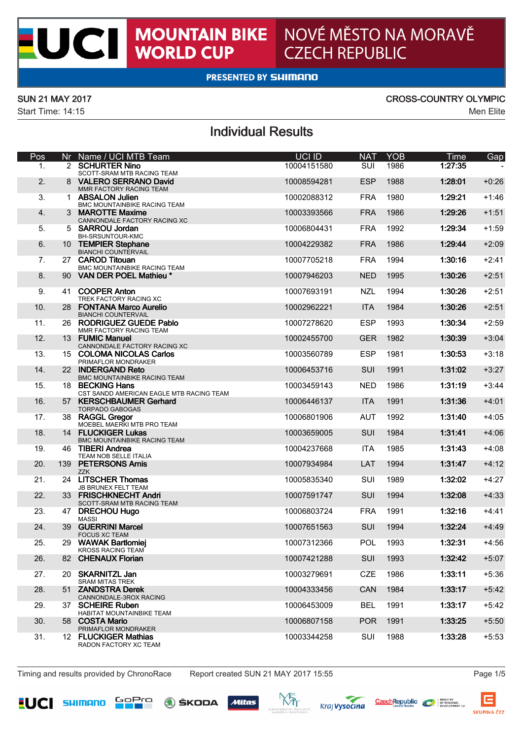# UCI MOUNTAIN BIKE WORLD CUP
## NOVÉ MĚSTO NA MORAVĚ CZECH REPUBLIC

PRESENTED BY SHIMANO

SUN 21 MAY 2017
Start Time: 14:15

CROSS-COUNTRY OLYMPIC
Men Elite

## Individual Results

| Pos | Nr | Name / UCI MTB Team | UCI ID | NAT | YOB | Time | Gap |
|---|---|---|---|---|---|---|---|
| 1. | 2 | **SCHURTER Nino**<br>SCOTT-SRAM MTB RACING TEAM | 10004151580 | SUI | 1986 | **1:27:35** | - |
| 2. | 8 | **VALERO SERRANO David**<br>MMR FACTORY RACING TEAM | 10008594281 | ESP | 1988 | **1:28:01** | +0:26 |
| 3. | 1 | **ABSALON Julien**<br>BMC MOUNTAINBIKE RACING TEAM | 10002088312 | FRA | 1980 | **1:29:21** | +1:46 |
| 4. | 3 | **MAROTTE Maxime**<br>CANNONDALE FACTORY RACING XC | 10003393566 | FRA | 1986 | **1:29:26** | +1:51 |
| 5. | 5 | **SARROU Jordan**<br>BH-SRSUNTOUR-KMC | 10006804431 | FRA | 1992 | **1:29:34** | +1:59 |
| 6. | 10 | **TEMPIER Stephane**<br>BIANCHI COUNTERVAIL | 10004229382 | FRA | 1986 | **1:29:44** | +2:09 |
| 7. | 27 | **CAROD Titouan**<br>BMC MOUNTAINBIKE RACING TEAM | 10007705218 | FRA | 1994 | **1:30:16** | +2:41 |
| 8. | 90 | **VAN DER POEL Mathieu ***| 10007946203 | NED | 1995 | **1:30:26** | +2:51 |
| 9. | 41 | **COOPER Anton**<br>TREK FACTORY RACING XC | 10007693191 | NZL | 1994 | **1:30:26** | +2:51 |
| 10. | 28 | **FONTANA Marco Aurelio**<br>BIANCHI COUNTERVAIL | 10002962221 | ITA | 1984 | **1:30:26** | +2:51 |
| 11. | 26 | **RODRIGUEZ GUEDE Pablo**<br>MMR FACTORY RACING TEAM | 10007278620 | ESP | 1993 | **1:30:34** | +2:59 |
| 12. | 13 | **FUMIC Manuel**<br>CANNONDALE FACTORY RACING XC | 10002455700 | GER | 1982 | **1:30:39** | +3:04 |
| 13. | 15 | **COLOMA NICOLAS Carlos**<br>PRIMAFLOR MONDRAKER | 10003560789 | ESP | 1981 | **1:30:53** | +3:18 |
| 14. | 22 | **INDERGAND Reto**<br>BMC MOUNTAINBIKE RACING TEAM | 10006453716 | SUI | 1991 | **1:31:02** | +3:27 |
| 15. | 18 | **BECKING Hans**<br>CST SANDD AMERICAN EAGLE MTB RACING TEAM | 10003459143 | NED | 1986 | **1:31:19** | +3:44 |
| 16. | 57 | **KERSCHBAUMER Gerhard**<br>TORPADO GABOGAS | 10006446137 | ITA | 1991 | **1:31:36** | +4:01 |
| 17. | 38 | **RAGGL Gregor**<br>MOEBEL MAERKI MTB PRO TEAM | 10006801906 | AUT | 1992 | **1:31:40** | +4:05 |
| 18. | 14 | **FLUCKIGER Lukas**<br>BMC MOUNTAINBIKE RACING TEAM | 10003659005 | SUI | 1984 | **1:31:41** | +4:06 |
| 19. | 46 | **TIBERI Andrea**<br>TEAM NOB SELLE ITALIA | 10004237668 | ITA | 1985 | **1:31:43** | +4:08 |
| 20. | 139 | **PETERSONS Arnis**<br>ZZK | 10007934984 | LAT | 1994 | **1:31:47** | +4:12 |
| 21. | 24 | **LITSCHER Thomas**<br>JB BRUNEX FELT TEAM | 10005835340 | SUI | 1989 | **1:32:02** | +4:27 |
| 22. | 33 | **FRISCHKNECHT Andri**<br>SCOTT-SRAM MTB RACING TEAM | 10007591747 | SUI | 1994 | **1:32:08** | +4:33 |
| 23. | 47 | **DRECHOU Hugo**<br>MASSI | 10006803724 | FRA | 1991 | **1:32:16** | +4:41 |
| 24. | 39 | **GUERRINI Marcel**<br>FOCUS XC TEAM | 10007651563 | SUI | 1994 | **1:32:24** | +4:49 |
| 25. | 29 | **WAWAK Bartlomiej**<br>KROSS RACING TEAM | 10007312366 | POL | 1993 | **1:32:31** | +4:56 |
| 26. | 82 | **CHENAUX Florian** | 10007421288 | SUI | 1993 | **1:32:42** | +5:07 |
| 27. | 20 | **SKARNITZL Jan**<br>SRAM MITAS TREK | 10003279691 | CZE | 1986 | **1:33:11** | +5:36 |
| 28. | 51 | **ZANDSTRA Derek**<br>CANNONDALE-3ROX RACING | 10004333456 | CAN | 1984 | **1:33:17** | +5:42 |
| 29. | 37 | **SCHEIRE Ruben**<br>HABITAT MOUNTAINBIKE TEAM | 10006453009 | BEL | 1991 | **1:33:17** | +5:42 |
| 30. | 58 | **COSTA Mario**<br>PRIMAFLOR MONDRAKER | 10006807158 | POR | 1991 | **1:33:25** | +5:50 |
| 31. | 12 | **FLUCKIGER Mathias**<br>RADON FACTORY XC TEAM | 10003344258 | SUI | 1988 | **1:33:28** | +5:53 |

Timing and results provided by ChronoRace    Report created SUN 21 MAY 2017 15:55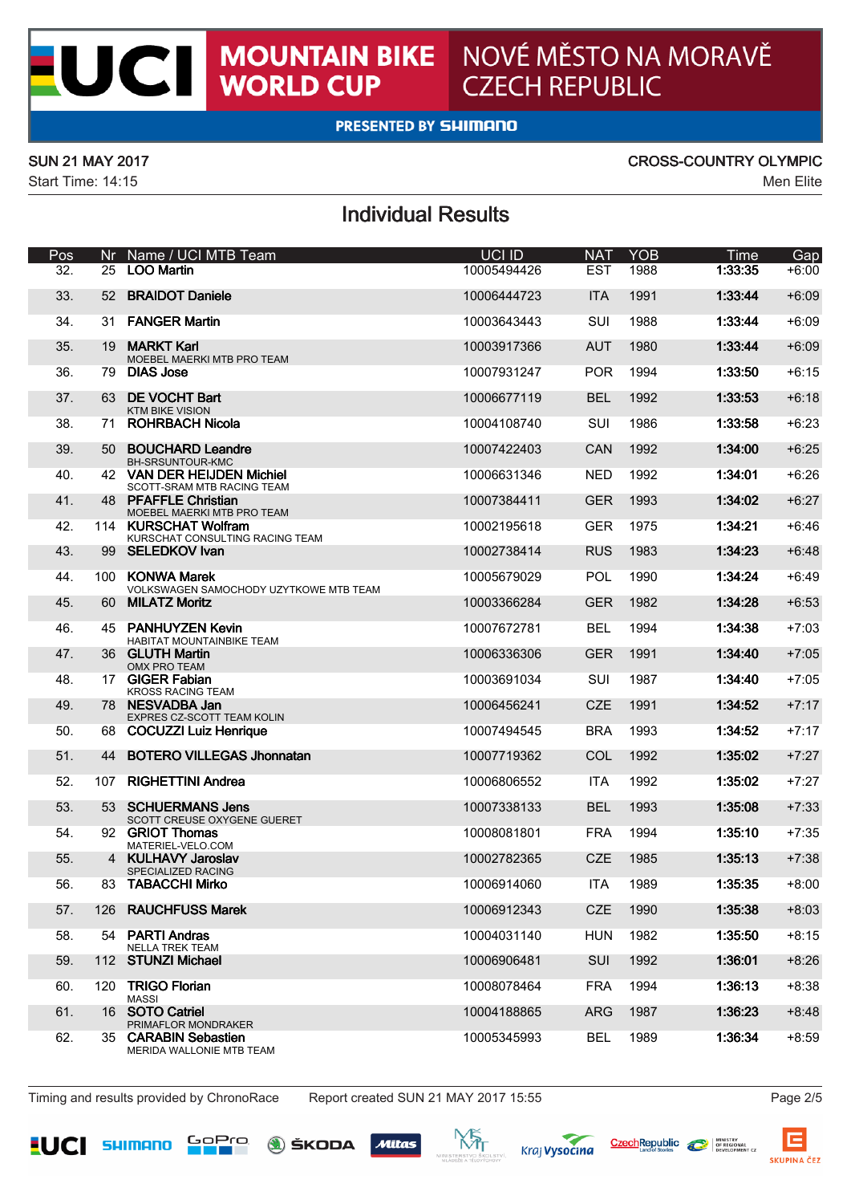# UCI MOUNTAIN BIKE WORLD CUP — NOVÉ MĚSTO NA MORAVĚ CZECH REPUBLIC

PRESENTED BY SHIMANO

SUN 21 MAY 2017 — CROSS-COUNTRY OLYMPIC

Start Time: 14:15 — Men Elite

## Individual Results

| Pos | Nr | Name / UCI MTB Team | UCI ID | NAT | YOB | Time | Gap |
|---|---|---|---|---|---|---|---|
| 32. | 25 | **LOO Martin** | 10005494426 | EST | 1988 | **1:33:35** | +6:00 |
| 33. | 52 | **BRAIDOT Daniele** | 10006444723 | ITA | 1991 | **1:33:44** | +6:09 |
| 34. | 31 | **FANGER Martin** | 10003643443 | SUI | 1988 | **1:33:44** | +6:09 |
| 35. | 19 | **MARKT Karl** MOEBEL MAERKI MTB PRO TEAM | 10003917366 | AUT | 1980 | **1:33:44** | +6:09 |
| 36. | 79 | **DIAS Jose** | 10007931247 | POR | 1994 | **1:33:50** | +6:15 |
| 37. | 63 | **DE VOCHT Bart** KTM BIKE VISION | 10006677119 | BEL | 1992 | **1:33:53** | +6:18 |
| 38. | 71 | **ROHRBACH Nicola** | 10004108740 | SUI | 1986 | **1:33:58** | +6:23 |
| 39. | 50 | **BOUCHARD Leandre** BH-SRSUNTOUR-KMC | 10007422403 | CAN | 1992 | **1:34:00** | +6:25 |
| 40. | 42 | **VAN DER HEIJDEN Michiel** SCOTT-SRAM MTB RACING TEAM | 10006631346 | NED | 1992 | **1:34:01** | +6:26 |
| 41. | 48 | **PFAFFLE Christian** MOEBEL MAERKI MTB PRO TEAM | 10007384411 | GER | 1993 | **1:34:02** | +6:27 |
| 42. | 114 | **KURSCHAT Wolfram** KURSCHAT CONSULTING RACING TEAM | 10002195618 | GER | 1975 | **1:34:21** | +6:46 |
| 43. | 99 | **SELEDKOV Ivan** | 10002738414 | RUS | 1983 | **1:34:23** | +6:48 |
| 44. | 100 | **KONWA Marek** VOLKSWAGEN SAMOCHODY UZYTKOWE MTB TEAM | 10005679029 | POL | 1990 | **1:34:24** | +6:49 |
| 45. | 60 | **MILATZ Moritz** | 10003366284 | GER | 1982 | **1:34:28** | +6:53 |
| 46. | 45 | **PANHUYZEN Kevin** HABITAT MOUNTAINBIKE TEAM | 10007672781 | BEL | 1994 | **1:34:38** | +7:03 |
| 47. | 36 | **GLUTH Martin** OMX PRO TEAM | 10006336306 | GER | 1991 | **1:34:40** | +7:05 |
| 48. | 17 | **GIGER Fabian** KROSS RACING TEAM | 10003691034 | SUI | 1987 | **1:34:40** | +7:05 |
| 49. | 78 | **NESVADBA Jan** EXPRES CZ-SCOTT TEAM KOLIN | 10006456241 | CZE | 1991 | **1:34:52** | +7:17 |
| 50. | 68 | **COCUZZI Luiz Henrique** | 10007494545 | BRA | 1993 | **1:34:52** | +7:17 |
| 51. | 44 | **BOTERO VILLEGAS Jhonnatan** | 10007719362 | COL | 1992 | **1:35:02** | +7:27 |
| 52. | 107 | **RIGHETTINI Andrea** | 10006806552 | ITA | 1992 | **1:35:02** | +7:27 |
| 53. | 53 | **SCHUERMANS Jens** SCOTT CREUSE OXYGENE GUERET | 10007338133 | BEL | 1993 | **1:35:08** | +7:33 |
| 54. | 92 | **GRIOT Thomas** MATERIEL-VELO.COM | 10008081801 | FRA | 1994 | **1:35:10** | +7:35 |
| 55. | 4 | **KULHAVY Jaroslav** SPECIALIZED RACING | 10002782365 | CZE | 1985 | **1:35:13** | +7:38 |
| 56. | 83 | **TABACCHI Mirko** | 10006914060 | ITA | 1989 | **1:35:35** | +8:00 |
| 57. | 126 | **RAUCHFUSS Marek** | 10006912343 | CZE | 1990 | **1:35:38** | +8:03 |
| 58. | 54 | **PARTI Andras** NELLA TREK TEAM | 10004031140 | HUN | 1982 | **1:35:50** | +8:15 |
| 59. | 112 | **STUNZI Michael** | 10006906481 | SUI | 1992 | **1:36:01** | +8:26 |
| 60. | 120 | **TRIGO Florian** MASSI | 10008078464 | FRA | 1994 | **1:36:13** | +8:38 |
| 61. | 16 | **SOTO Catriel** PRIMAFLOR MONDRAKER | 10004188865 | ARG | 1987 | **1:36:23** | +8:48 |
| 62. | 35 | **CARABIN Sebastien** MERIDA WALLONIE MTB TEAM | 10005345993 | BEL | 1989 | **1:36:34** | +8:59 |

Timing and results provided by ChronoRace — Report created SUN 21 MAY 2017 15:55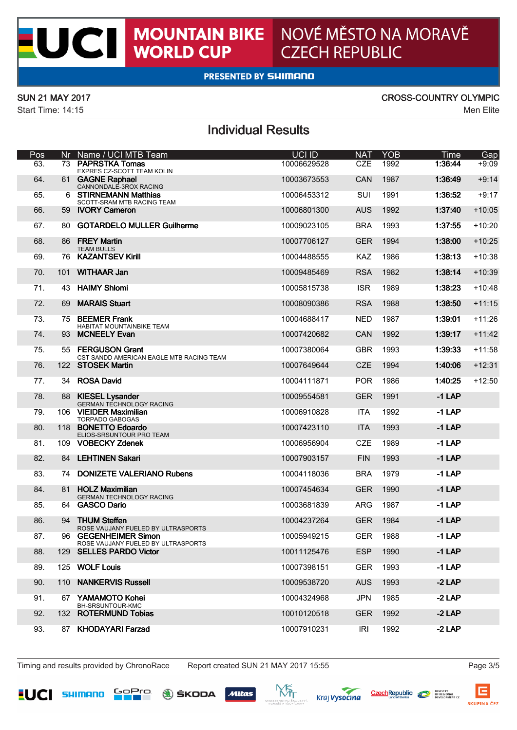# UCI MOUNTAIN BIKE WORLD CUP — NOVÉ MĚSTO NA MORAVĚ CZECH REPUBLIC

PRESENTED BY SHIMANO

SUN 21 MAY 2017 — CROSS-COUNTRY OLYMPIC

Start Time: 14:15 — Men Elite

## Individual Results

| Pos | Nr | Name / UCI MTB Team | UCI ID | NAT | YOB | Time | Gap |
|---|---|---|---|---|---|---|---|
| 63. | 73 | **PAPRSTKA Tomas**<br>EXPRES CZ-SCOTT TEAM KOLIN | 10006629528 | CZE | 1992 | **1:36:44** | +9:09 |
| 64. | 61 | **GAGNE Raphael**<br>CANNONDALE-3ROX RACING | 10003673553 | CAN | 1987 | **1:36:49** | +9:14 |
| 65. | 6 | **STIRNEMANN Matthias**<br>SCOTT-SRAM MTB RACING TEAM | 10006453312 | SUI | 1991 | **1:36:52** | +9:17 |
| 66. | 59 | **IVORY Cameron** | 10006801300 | AUS | 1992 | **1:37:40** | +10:05 |
| 67. | 80 | **GOTARDELO MULLER Guilherme** | 10009023105 | BRA | 1993 | **1:37:55** | +10:20 |
| 68. | 86 | **FREY Martin**<br>TEAM BULLS | 10007706127 | GER | 1994 | **1:38:00** | +10:25 |
| 69. | 76 | **KAZANTSEV Kirill** | 10004488555 | KAZ | 1986 | **1:38:13** | +10:38 |
| 70. | 101 | **WITHAAR Jan** | 10009485469 | RSA | 1982 | **1:38:14** | +10:39 |
| 71. | 43 | **HAIMY Shlomi** | 10005815738 | ISR | 1989 | **1:38:23** | +10:48 |
| 72. | 69 | **MARAIS Stuart** | 10008090386 | RSA | 1988 | **1:38:50** | +11:15 |
| 73. | 75 | **BEEMER Frank**<br>HABITAT MOUNTAINBIKE TEAM | 10004688417 | NED | 1987 | **1:39:01** | +11:26 |
| 74. | 93 | **MCNEELY Evan** | 10007420682 | CAN | 1992 | **1:39:17** | +11:42 |
| 75. | 55 | **FERGUSON Grant**<br>CST SANDD AMERICAN EAGLE MTB RACING TEAM | 10007380064 | GBR | 1993 | **1:39:33** | +11:58 |
| 76. | 122 | **STOSEK Martin** | 10007649644 | CZE | 1994 | **1:40:06** | +12:31 |
| 77. | 34 | **ROSA David** | 10004111871 | POR | 1986 | **1:40:25** | +12:50 |
| 78. | 88 | **KIESEL Lysander**<br>GERMAN TECHNOLOGY RACING | 10009554581 | GER | 1991 | **-1 LAP** | |
| 79. | 106 | **VIEIDER Maximilian**<br>TORPADO GABOGAS | 10006910828 | ITA | 1992 | **-1 LAP** | |
| 80. | 118 | **BONETTO Edoardo**<br>ELIOS-SRSUNTOUR PRO TEAM | 10007423110 | ITA | 1993 | **-1 LAP** | |
| 81. | 109 | **VOBECKY Zdenek** | 10006956904 | CZE | 1989 | **-1 LAP** | |
| 82. | 84 | **LEHTINEN Sakari** | 10007903157 | FIN | 1993 | **-1 LAP** | |
| 83. | 74 | **DONIZETE VALERIANO Rubens** | 10004118036 | BRA | 1979 | **-1 LAP** | |
| 84. | 81 | **HOLZ Maximilian**<br>GERMAN TECHNOLOGY RACING | 10007454634 | GER | 1990 | **-1 LAP** | |
| 85. | 64 | **GASCO Dario** | 10003681839 | ARG | 1987 | **-1 LAP** | |
| 86. | 94 | **THUM Steffen**<br>ROSE VAUJANY FUELED BY ULTRASPORTS | 10004237264 | GER | 1984 | **-1 LAP** | |
| 87. | 96 | **GEGENHEIMER Simon**<br>ROSE VAUJANY FUELED BY ULTRASPORTS | 10005949215 | GER | 1988 | **-1 LAP** | |
| 88. | 129 | **SELLES PARDO Victor** | 10011125476 | ESP | 1990 | **-1 LAP** | |
| 89. | 125 | **WOLF Louis** | 10007398151 | GER | 1993 | **-1 LAP** | |
| 90. | 110 | **NANKERVIS Russell** | 10009538720 | AUS | 1993 | **-2 LAP** | |
| 91. | 67 | **YAMAMOTO Kohei**<br>BH-SRSUNTOUR-KMC | 10004324968 | JPN | 1985 | **-2 LAP** | |
| 92. | 132 | **ROTERMUND Tobias** | 10010120518 | GER | 1992 | **-2 LAP** | |
| 93. | 87 | **KHODAYARI Farzad** | 10007910231 | IRI | 1992 | **-2 LAP** | |

Timing and results provided by ChronoRace — Report created SUN 21 MAY 2017 15:55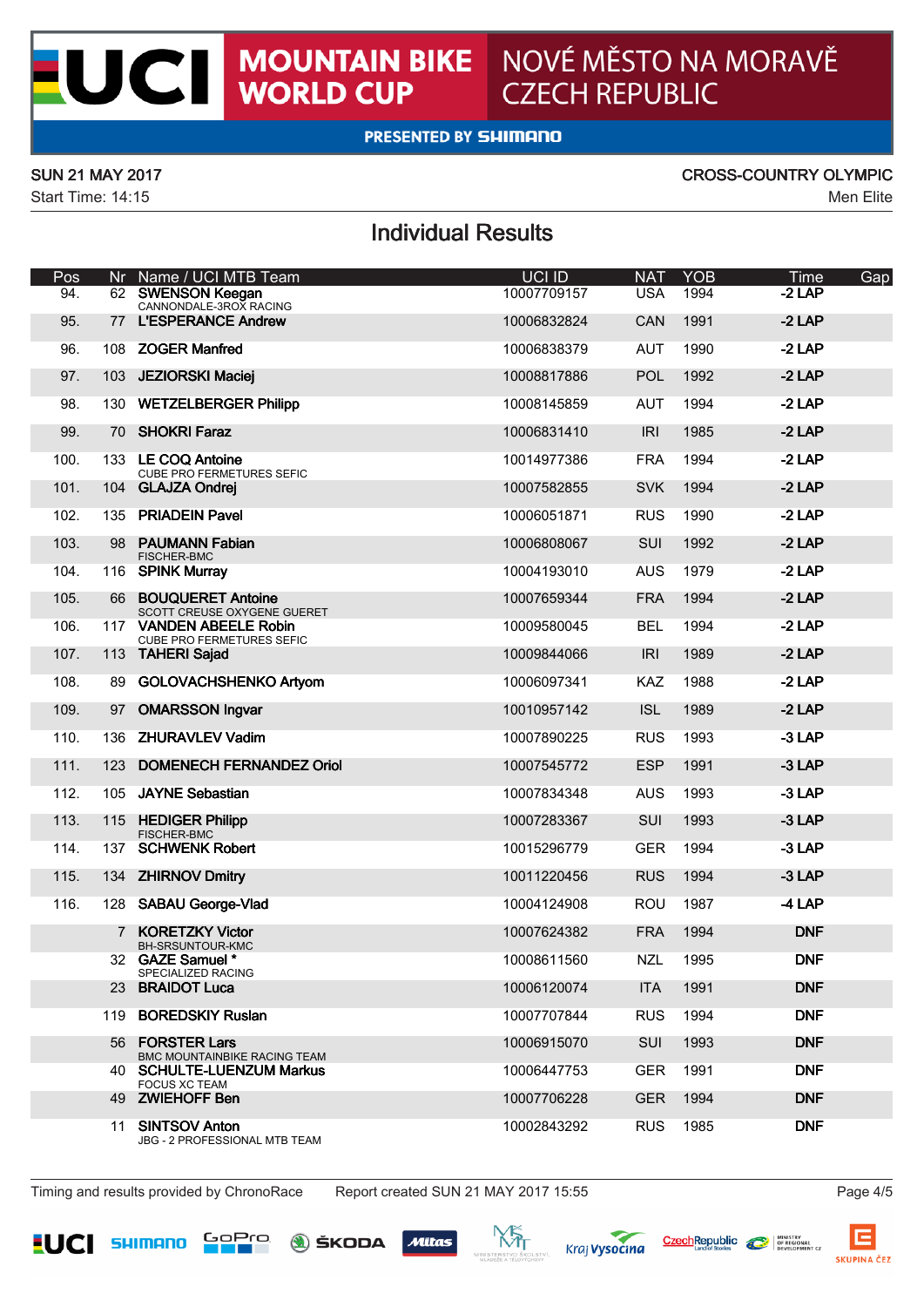# UCI MOUNTAIN BIKE WORLD CUP — NOVÉ MĚSTO NA MORAVĚ, CZECH REPUBLIC

PRESENTED BY SHIMANO

SUN 21 MAY 2017 — CROSS-COUNTRY OLYMPIC

Start Time: 14:15 — Men Elite

## Individual Results

| Pos | Nr | Name / UCI MTB Team | UCI ID | NAT | YOB | Time | Gap |
|---|---|---|---|---|---|---|---|
| 94. | 62 | **SWENSON Keegan**<br>CANNONDALE-3ROX RACING | 10007709157 | USA | 1994 | -2 LAP | |
| 95. | 77 | **L'ESPERANCE Andrew** | 10006832824 | CAN | 1991 | -2 LAP | |
| 96. | 108 | **ZOGER Manfred** | 10006838379 | AUT | 1990 | -2 LAP | |
| 97. | 103 | **JEZIORSKI Maciej** | 10008817886 | POL | 1992 | -2 LAP | |
| 98. | 130 | **WETZELBERGER Philipp** | 10008145859 | AUT | 1994 | -2 LAP | |
| 99. | 70 | **SHOKRI Faraz** | 10006831410 | IRI | 1985 | -2 LAP | |
| 100. | 133 | **LE COQ Antoine**<br>CUBE PRO FERMETURES SEFIC | 10014977386 | FRA | 1994 | -2 LAP | |
| 101. | 104 | **GLAJZA Ondrej** | 10007582855 | SVK | 1994 | -2 LAP | |
| 102. | 135 | **PRIADEIN Pavel** | 10006051871 | RUS | 1990 | -2 LAP | |
| 103. | 98 | **PAUMANN Fabian**<br>FISCHER-BMC | 10006808067 | SUI | 1992 | -2 LAP | |
| 104. | 116 | **SPINK Murray** | 10004193010 | AUS | 1979 | -2 LAP | |
| 105. | 66 | **BOUQUERET Antoine**<br>SCOTT CREUSE OXYGENE GUERET | 10007659344 | FRA | 1994 | -2 LAP | |
| 106. | 117 | **VANDEN ABEELE Robin**<br>CUBE PRO FERMETURES SEFIC | 10009580045 | BEL | 1994 | -2 LAP | |
| 107. | 113 | **TAHERI Sajad** | 10009844066 | IRI | 1989 | -2 LAP | |
| 108. | 89 | **GOLOVACHSHENKO Artyom** | 10006097341 | KAZ | 1988 | -2 LAP | |
| 109. | 97 | **OMARSSON Ingvar** | 10010957142 | ISL | 1989 | -2 LAP | |
| 110. | 136 | **ZHURAVLEV Vadim** | 10007890225 | RUS | 1993 | -3 LAP | |
| 111. | 123 | **DOMENECH FERNANDEZ Oriol** | 10007545772 | ESP | 1991 | -3 LAP | |
| 112. | 105 | **JAYNE Sebastian** | 10007834348 | AUS | 1993 | -3 LAP | |
| 113. | 115 | **HEDIGER Philipp**<br>FISCHER-BMC | 10007283367 | SUI | 1993 | -3 LAP | |
| 114. | 137 | **SCHWENK Robert** | 10015296779 | GER | 1994 | -3 LAP | |
| 115. | 134 | **ZHIRNOV Dmitry** | 10011220456 | RUS | 1994 | -3 LAP | |
| 116. | 128 | **SABAU George-Vlad** | 10004124908 | ROU | 1987 | -4 LAP | |
| | 7 | **KORETZKY Victor**<br>BH-SRSUNTOUR-KMC | 10007624382 | FRA | 1994 | DNF | |
| | 32 | **GAZE Samuel** *<br>SPECIALIZED RACING | 10008611560 | NZL | 1995 | DNF | |
| | 23 | **BRAIDOT Luca** | 10006120074 | ITA | 1991 | DNF | |
| | 119 | **BOREDSKIY Ruslan** | 10007707844 | RUS | 1994 | DNF | |
| | 56 | **FORSTER Lars**<br>BMC MOUNTAINBIKE RACING TEAM | 10006915070 | SUI | 1993 | DNF | |
| | 40 | **SCHULTE-LUENZUM Markus**<br>FOCUS XC TEAM | 10006447753 | GER | 1991 | DNF | |
| | 49 | **ZWIEHOFF Ben** | 10007706228 | GER | 1994 | DNF | |
| | 11 | **SINTSOV Anton**<br>JBG - 2 PROFESSIONAL MTB TEAM | 10002843292 | RUS | 1985 | DNF | |

Timing and results provided by ChronoRace — Report created SUN 21 MAY 2017 15:55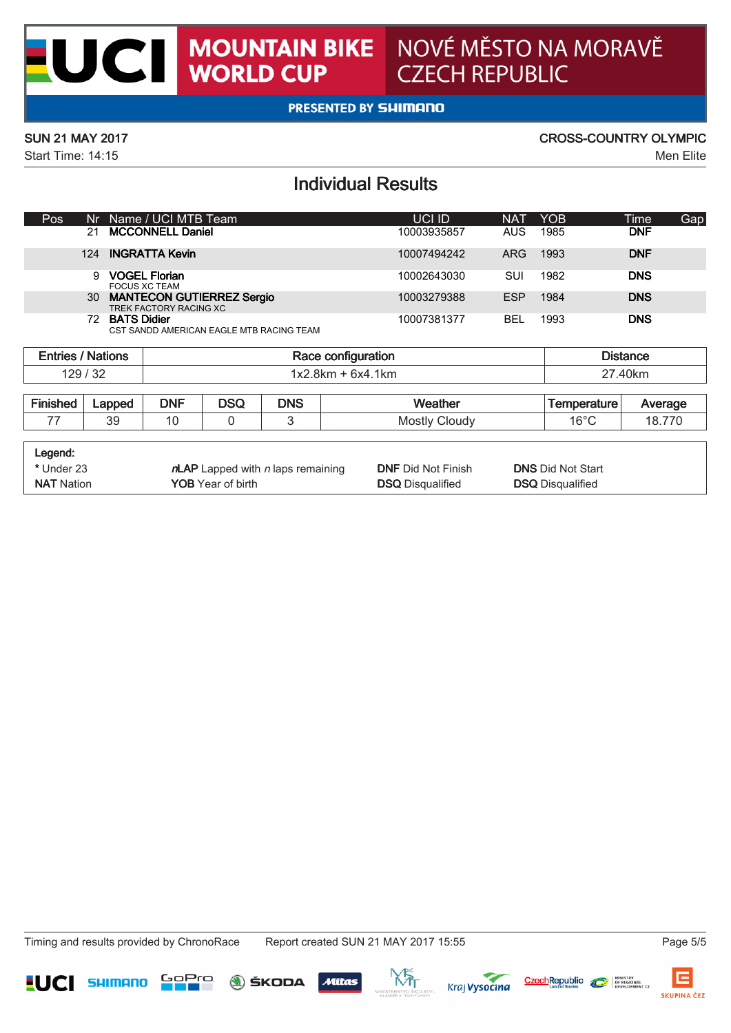# UCI MOUNTAIN BIKE WORLD CUP

## NOVÉ MĚSTO NA MORAVĚ CZECH REPUBLIC

PRESENTED BY SHIMANO

SUN 21 MAY 2017 — CROSS-COUNTRY OLYMPIC

Start Time: 14:15 — Men Elite

## Individual Results

| Pos | Nr | Name / UCI MTB Team | UCI ID | NAT | YOB | Time | Gap |
|---|---|---|---|---|---|---|---|
| | 21 | **MCCONNELL Daniel** | 10003935857 | AUS | 1985 | **DNF** | |
| | 124 | **INGRATTA Kevin** | 10007494242 | ARG | 1993 | **DNF** | |
| | 9 | **VOGEL Florian** FOCUS XC TEAM | 10002643030 | SUI | 1982 | **DNS** | |
| | 30 | **MANTECON GUTIERREZ Sergio** TREK FACTORY RACING XC | 10003279388 | ESP | 1984 | **DNS** | |
| | 72 | **BATS Didier** CST SANDD AMERICAN EAGLE MTB RACING TEAM | 10007381377 | BEL | 1993 | **DNS** | |

| Entries / Nations | Race configuration | Distance |
|---|---|---|
| 129 / 32 | 1x2.8km + 6x4.1km | 27.40km |

| Finished | Lapped | DNF | DSQ | DNS | Weather | Temperature | Average |
|---|---|---|---|---|---|---|---|
| 77 | 39 | 10 | 0 | 3 | Mostly Cloudy | 16°C | 18.770 |

**Legend:**

- * Under 23
- **NAT** Nation
- ***n*LAP** Lapped with *n* laps remaining
- **YOB** Year of birth
- **DNF** Did Not Finish
- **DSQ** Disqualified
- **DNS** Did Not Start
- **DSQ** Disqualified

Timing and results provided by ChronoRace — Report created SUN 21 MAY 2017 15:55